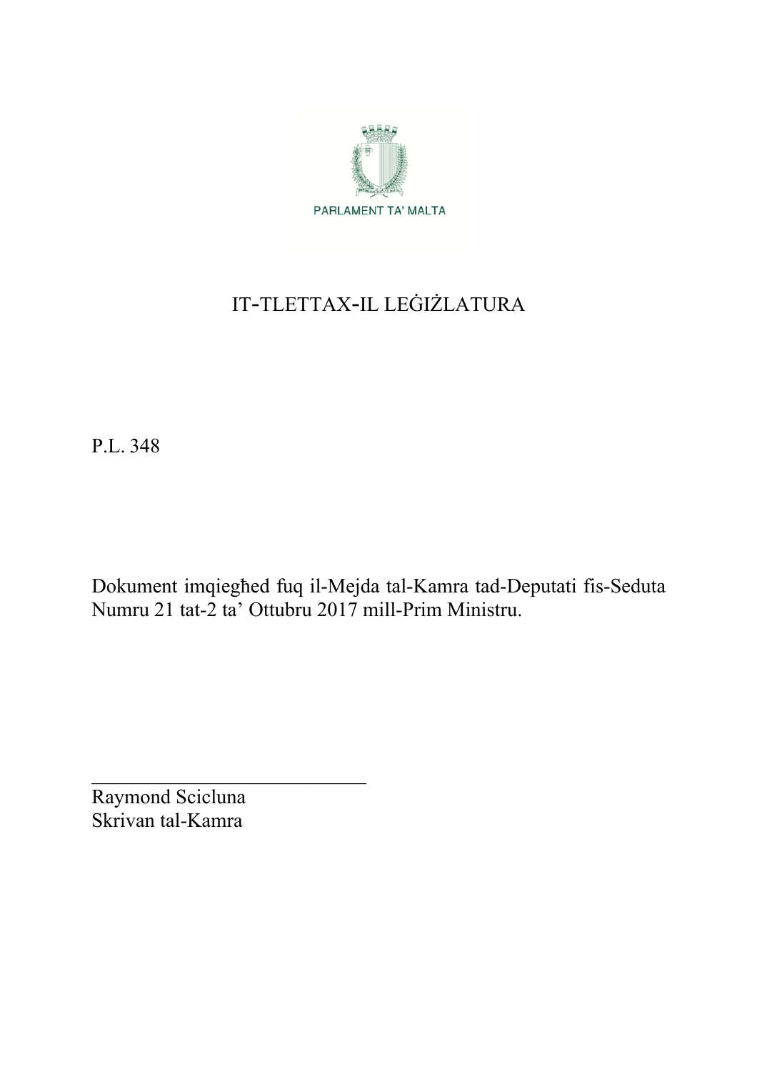PARLAMENT TA' MALTA

# IT-TLETTAX-IL LEĠIŻLATURA

P.L. 348

Dokument imqiegħed fuq il-Mejda tal-Kamra tad-Deputati fis-Seduta Numru 21 tat-2 ta' Ottubru 2017 mill-Prim Ministru.

\_\_\_\_\_\_\_\_\_\_\_\_\_\_\_\_\_\_\_\_\_\_\_\_\_\_\_\_\_\_

Raymond Scicluna
Skrivan tal-Kamra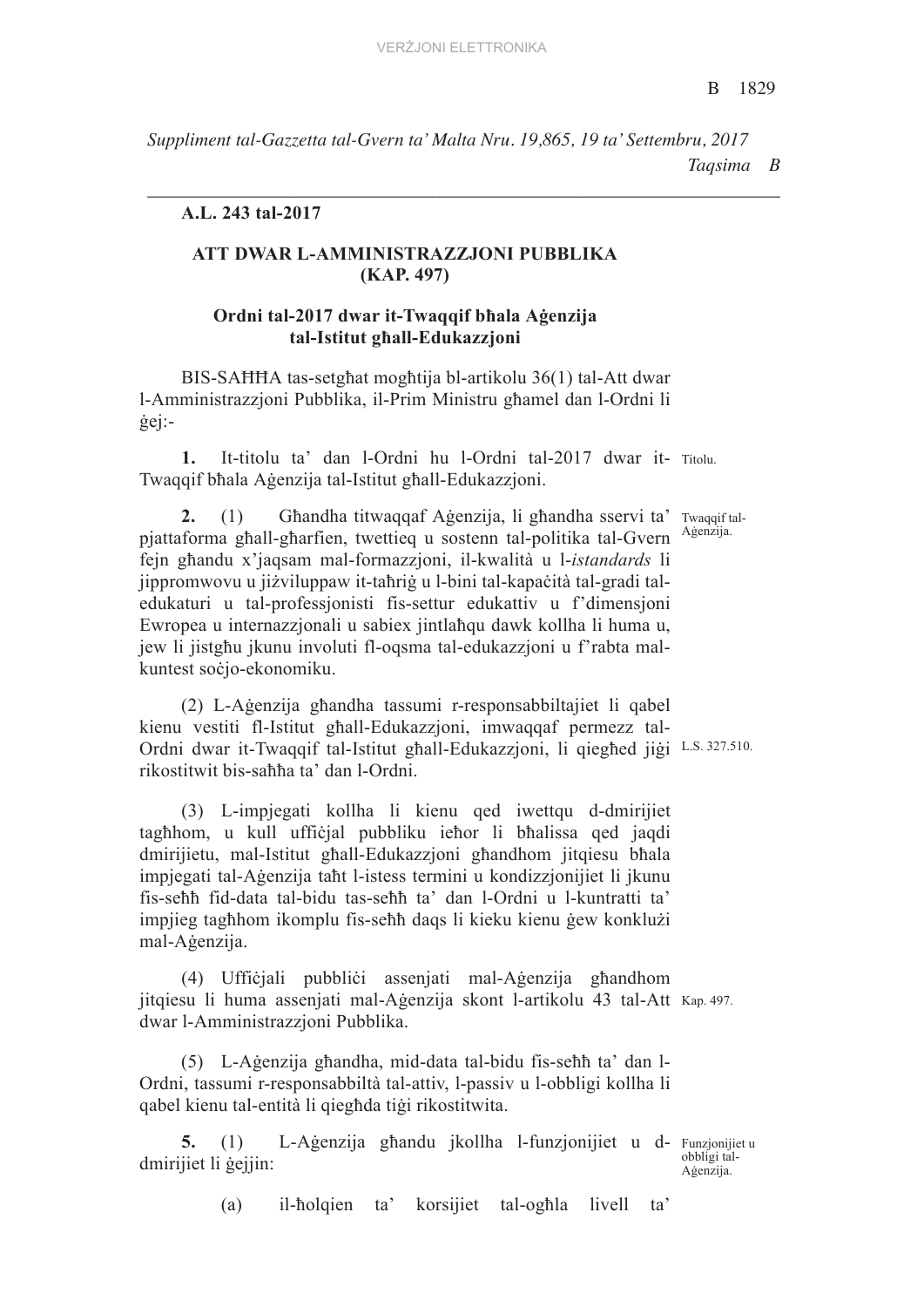*Suppliment tal-Gazzetta tal-Gvern ta' Malta Nru. 19,865, 19 ta' Settembru, 2017*

*Taqsima B*

**A.L. 243 tal-2017**

## ATT DWAR L-AMMINISTRAZZJONI PUBBLIKA (KAP. 497)

### Ordni tal-2017 dwar it-Twaqqif bħala Aġenzija tal-Istitut għall-Edukazzjoni

BIS-SAĦĦA tas-setgħat mogħtija bl-artikolu 36(1) tal-Att dwar l-Amministrazzjoni Pubblika, il-Prim Ministru għamel dan l-Ordni li ġej:-

Titolu.

**1.** It-titolu ta' dan l-Ordni hu l-Ordni tal-2017 dwar it-Twaqqif bħala Aġenzija tal-Istitut għall-Edukazzjoni.

Twaqqif tal-Aġenzija.

**2.** (1) Għandha titwaqqaf Aġenzija, li għandha sservi ta' pjattaforma għall-għarfien, twettieq u sostenn tal-politika tal-Gvern fejn għandu x'jaqsam mal-formazzjoni, il-kwalità u l-*istandards* li jippromwovu u jiżviluppaw it-taħriġ u l-bini tal-kapaċità tal-gradi tal-edukaturi u tal-professjonisti fis-settur edukattiv u f'dimensjoni Ewropea u internazzjonali u sabiex jintlaħqu dawk kollha li huma u, jew li jistgħu jkunu involuti fl-oqsma tal-edukazzjoni u f'rabta mal-kuntest soċjo-ekonomiku.

L.S. 327.510.

(2) L-Aġenzija għandha tassumi r-responsabbiltajiet li qabel kienu vestiti fl-Istitut għall-Edukazzjoni, imwaqqaf permezz tal-Ordni dwar it-Twaqqif tal-Istitut għall-Edukazzjoni, li qiegħed jiġi rikostitwit bis-saħħa ta' dan l-Ordni.

(3) L-impjegati kollha li kienu qed iwettqu d-dmirijiet tagħhom, u kull uffiċjal pubbliku ieħor li bħalissa qed jaqdi dmirijietu, mal-Istitut għall-Edukazzjoni għandhom jitqiesu bħala impjegati tal-Aġenzija taħt l-istess termini u kondizzjonijiet li jkunu fis-seħħ fid-data tal-bidu tas-seħħ ta' dan l-Ordni u l-kuntratti ta' impjieg tagħhom ikomplu fis-seħħ daqs li kieku kienu ġew konklużi mal-Aġenzija.

Kap. 497.

(4) Uffiċjali pubbliċi assenjati mal-Aġenzija għandhom jitqiesu li huma assenjati mal-Aġenzija skont l-artikolu 43 tal-Att dwar l-Amministrazzjoni Pubblika.

(5) L-Aġenzija għandha, mid-data tal-bidu fis-seħħ ta' dan l-Ordni, tassumi r-responsabbiltà tal-attiv, l-passiv u l-obbligi kollha li qabel kienu tal-entità li qiegħda tiġi rikostitwita.

Funzjonijiet u obbligi tal-Aġenzija.

**5.** (1) L-Aġenzija għandu jkollha l-funzjonijiet u d-dmirijiet li ġejjin:

(a) il-ħolqien ta' korsijiet tal-ogħla livell ta'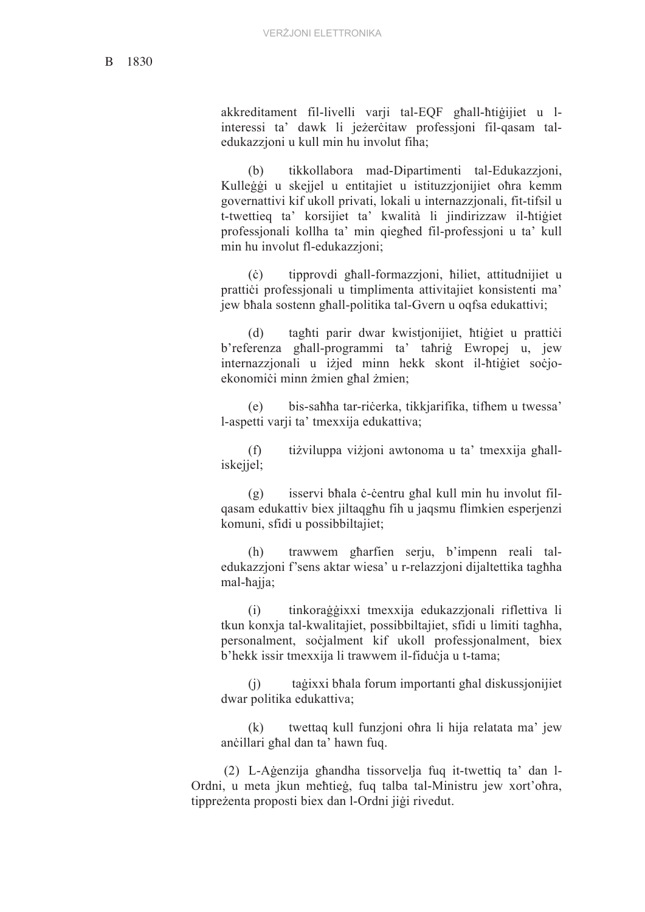akkreditament fil-livelli varji tal-EQF għall-ħtiġijiet u l-interessi ta' dawk li jeżerċitaw professjoni fil-qasam tal-edukazzjoni u kull min hu involut fiha;

(b) tikkollabora mad-Dipartimenti tal-Edukazzjoni, Kulleġġi u skejjel u entitajiet u istituzzjonijiet oħra kemm governattivi kif ukoll privati, lokali u internazzjonali, fit-tifsil u t-twettieq ta' korsijiet ta' kwalità li jindirizzaw il-ħtiġiet professjonali kollha ta' min qiegħed fil-professjoni u ta' kull min hu involut fl-edukazzjoni;

(ċ) tipprovdi għall-formazzjoni, ħiliet, attitudnijiet u prattiċi professjonali u timplimenta attivitajiet konsistenti ma' jew bħala sostenn għall-politika tal-Gvern u oqfsa edukattivi;

(d) tagħti parir dwar kwistjonijiet, ħtiġiet u prattiċi b'referenza għall-programmi ta' taħriġ Ewropej u, jew internazzjonali u iżjed minn hekk skont il-ħtiġiet soċjo-ekonomiċi minn żmien għal żmien;

(e) bis-saħħa tar-riċerka, tikkjarifika, tifhem u twessa' l-aspetti varji ta' tmexxija edukattiva;

(f) tiżviluppa viżjoni awtonoma u ta' tmexxija għall-iskejjel;

(g) isservi bħala ċ-ċentru għal kull min hu involut fil-qasam edukattiv biex jiltaqgħu fih u jaqsmu flimkien esperjenzi komuni, sfidi u possibbiltajiet;

(h) trawwem għarfien serju, b'impenn reali tal-edukazzjoni f'sens aktar wiesa' u r-relazzjoni dijaltettika tagħha mal-ħajja;

(i) tinkoraġġixxi tmexxija edukazzjonali riflettiva li tkun konxja tal-kwalitajiet, possibbiltajiet, sfidi u limiti tagħha, personalment, soċjalment kif ukoll professjonalment, biex b'hekk issir tmexxija li trawwem il-fiduċja u t-tama;

(j) taġixxi bħala forum importanti għal diskussjonijiet dwar politika edukattiva;

(k) twettaq kull funzjoni oħra li hija relatata ma' jew anċillari għal dan ta' hawn fuq.

(2) L-Aġenzija għandha tissorvelja fuq it-twettiq ta' dan l-Ordni, u meta jkun meħtieġ, fuq talba tal-Ministru jew xort'oħra, tippreżenta proposti biex dan l-Ordni jiġi rivedut.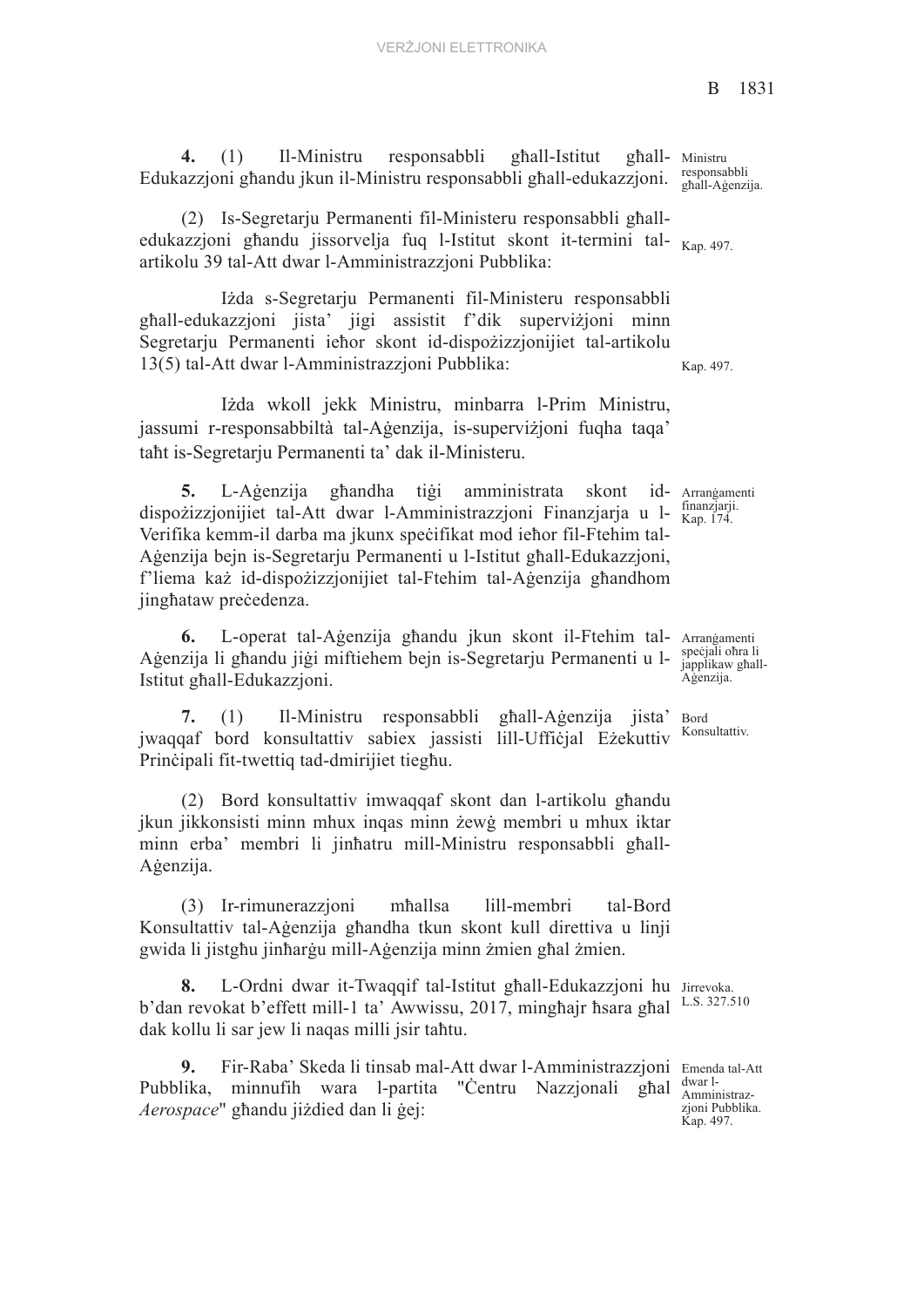**4.** (1) Il-Ministru responsabbli għall-Istitut għall-Edukazzjoni għandu jkun il-Ministru responsabbli għall-edukazzjoni.

Ministru responsabbli għall-Aġenzija.

(2) Is-Segretarju Permanenti fil-Ministeru responsabbli għall-edukazzjoni għandu jissorvelja fuq l-Istitut skont it-termini tal-artikolu 39 tal-Att dwar l-Amministrazzjoni Pubblika:

Kap. 497.

Iżda s-Segretarju Permanenti fil-Ministeru responsabbli għall-edukazzjoni jista' jigi assistit f'dik superviżjoni minn Segretarju Permanenti ieħor skont id-dispożizzjonijiet tal-artikolu 13(5) tal-Att dwar l-Amministrazzjoni Pubblika:

Kap. 497.

Iżda wkoll jekk Ministru, minbarra l-Prim Ministru, jassumi r-responsabbiltà tal-Aġenzija, is-superviżjoni fuqha taqa' taħt is-Segretarju Permanenti ta' dak il-Ministeru.

**5.** L-Aġenzija għandha tiġi amministrata skont id-dispożizzjonijiet tal-Att dwar l-Amministrazzjoni Finanzjarja u l-Verifika kemm-il darba ma jkunx speċifikat mod ieħor fil-Ftehim tal-Aġenzija bejn is-Segretarju Permanenti u l-Istitut għall-Edukazzjoni, f'liema każ id-dispożizzjonijiet tal-Ftehim tal-Aġenzija għandhom jingħataw preċedenza.

Arranġamenti finanzjarji. Kap. 174.

**6.** L-operat tal-Aġenzija għandu jkun skont il-Ftehim tal-Aġenzija li għandu jiġi miftiehem bejn is-Segretarju Permanenti u l-Istitut għall-Edukazzjoni.

Arranġamenti speċjali oħra li japplikaw għall-Aġenzija.

**7.** (1) Il-Ministru responsabbli għall-Aġenzija jista' jwaqqaf bord konsultattiv sabiex jassisti lill-Uffiċjal Eżekuttiv Prinċipali fit-twettiq tad-dmirijiet tiegħu.

Bord Konsultattiv.

(2) Bord konsultattiv imwaqqaf skont dan l-artikolu għandu jkun jikkonsisti minn mhux inqas minn żewġ membri u mhux iktar minn erba' membri li jinħatru mill-Ministru responsabbli għall-Aġenzija.

(3) Ir-rimunerazzjoni mħallsa lill-membri tal-Bord Konsultattiv tal-Aġenzija għandha tkun skont kull direttiva u linji gwida li jistgħu jinħarġu mill-Aġenzija minn żmien għal żmien.

**8.** L-Ordni dwar it-Twaqqif tal-Istitut għall-Edukazzjoni hu b'dan revokat b'effett mill-1 ta' Awwissu, 2017, mingħajr ħsara għal dak kollu li sar jew li naqas milli jsir taħtu.

Jirrevoka. L.S. 327.510

**9.** Fir-Raba' Skeda li tinsab mal-Att dwar l-Amministrazzjoni Pubblika, minnufih wara l-partita "Ċentru Nazzjonali għal *Aerospace*" għandu jiżdied dan li ġej:

Emenda tal-Att dwar l-Amministrazzjoni Pubblika. Kap. 497.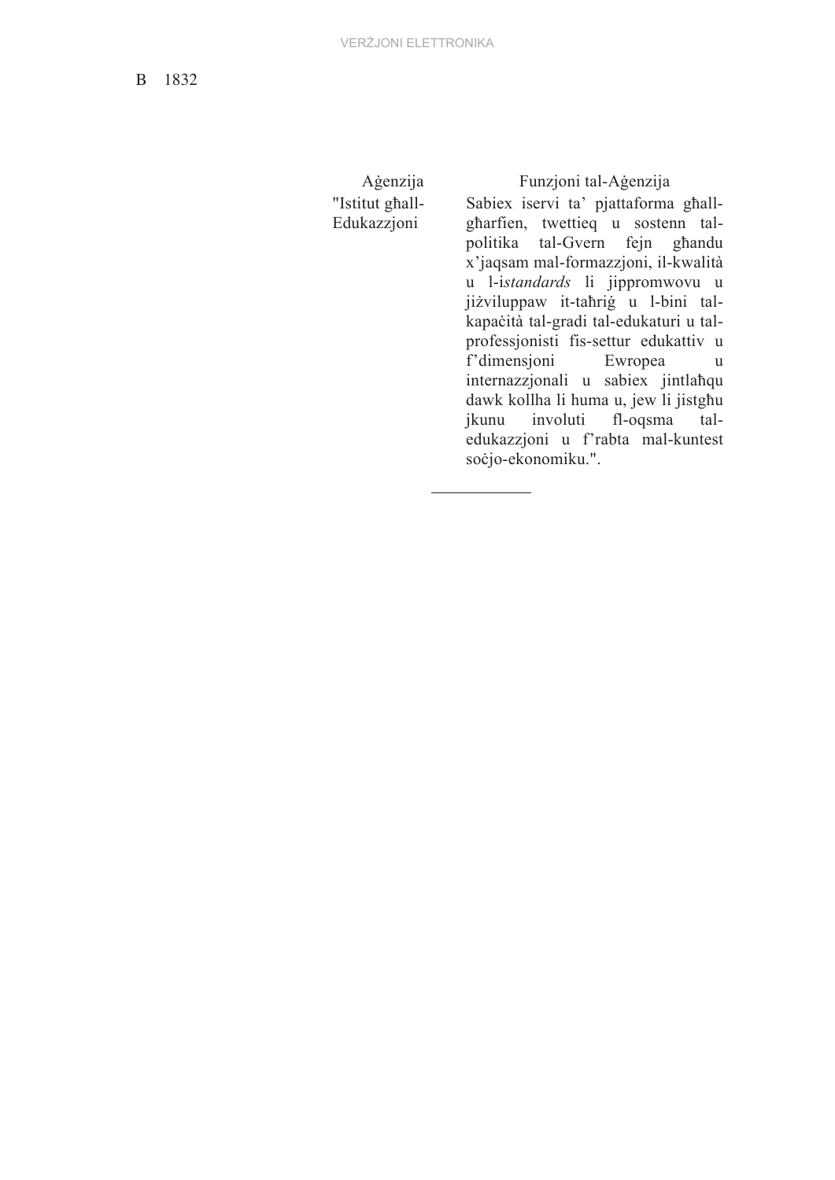| Aġenzija | Funzjoni tal-Aġenzija |
| --- | --- |
| "Istitut għall-Edukazzjoni | Sabiex iservi ta' pjattaforma għall-għarfien, twettieq u sostenn tal-politika tal-Gvern fejn għandu x'jaqsam mal-formazzjoni, il-kwalità u l-i*standards* li jippromwovu u jiżviluppaw it-taħriġ u l-bini tal-kapaċità tal-gradi tal-edukaturi u tal-professjonisti fis-settur edukattiv u f'dimensjoni Ewropea u internazzjonali u sabiex jintlaħqu dawk kollha li huma u, jew li jistgħu jkunu involuti fl-oqsma tal-edukazzjoni u f'rabta mal-kuntest soċjo-ekonomiku.". |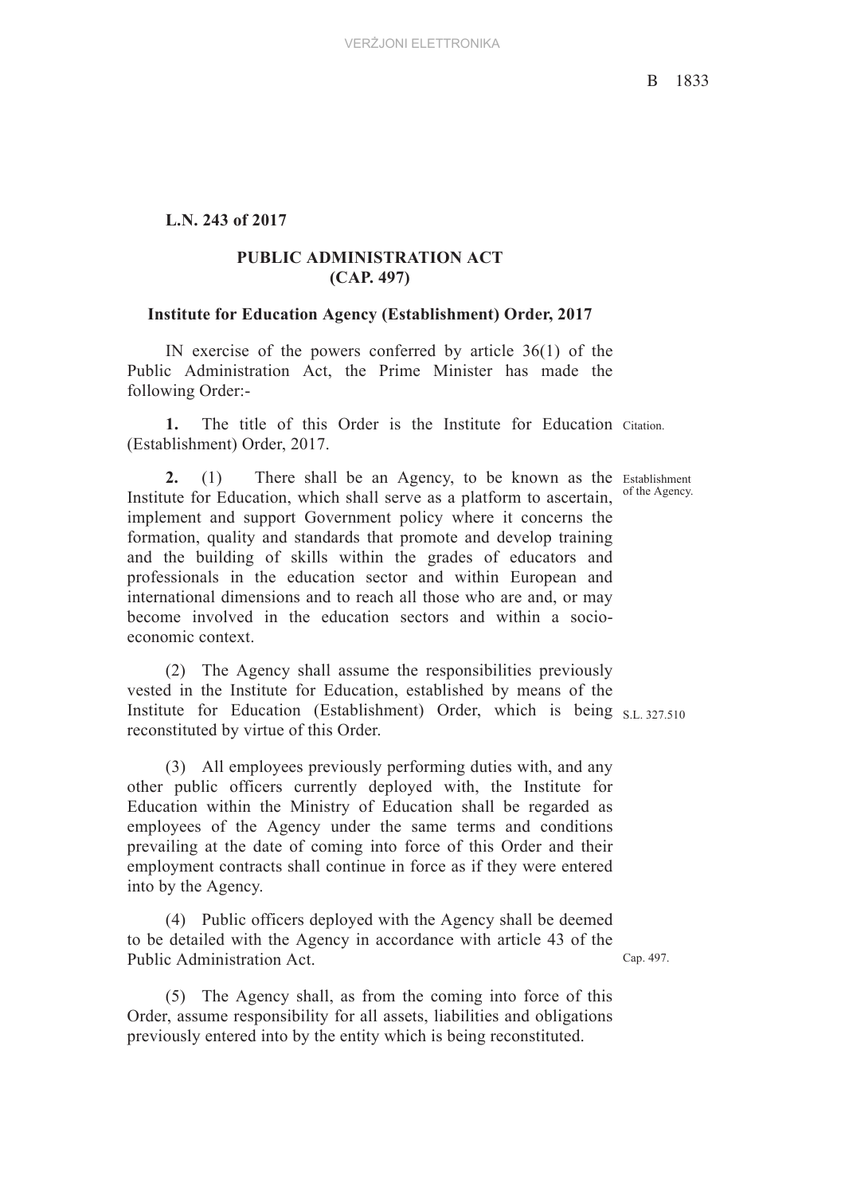**L.N. 243 of 2017**

**PUBLIC ADMINISTRATION ACT (CAP. 497)**

**Institute for Education Agency (Establishment) Order, 2017**

IN exercise of the powers conferred by article 36(1) of the Public Administration Act, the Prime Minister has made the following Order:-

Citation.

**1.** The title of this Order is the Institute for Education (Establishment) Order, 2017.

Establishment of the Agency.

**2.** (1) There shall be an Agency, to be known as the Institute for Education, which shall serve as a platform to ascertain, implement and support Government policy where it concerns the formation, quality and standards that promote and develop training and the building of skills within the grades of educators and professionals in the education sector and within European and international dimensions and to reach all those who are and, or may become involved in the education sectors and within a socio-economic context.

S.L. 327.510

(2) The Agency shall assume the responsibilities previously vested in the Institute for Education, established by means of the Institute for Education (Establishment) Order, which is being reconstituted by virtue of this Order.

(3) All employees previously performing duties with, and any other public officers currently deployed with, the Institute for Education within the Ministry of Education shall be regarded as employees of the Agency under the same terms and conditions prevailing at the date of coming into force of this Order and their employment contracts shall continue in force as if they were entered into by the Agency.

Cap. 497.

(4) Public officers deployed with the Agency shall be deemed to be detailed with the Agency in accordance with article 43 of the Public Administration Act.

(5) The Agency shall, as from the coming into force of this Order, assume responsibility for all assets, liabilities and obligations previously entered into by the entity which is being reconstituted.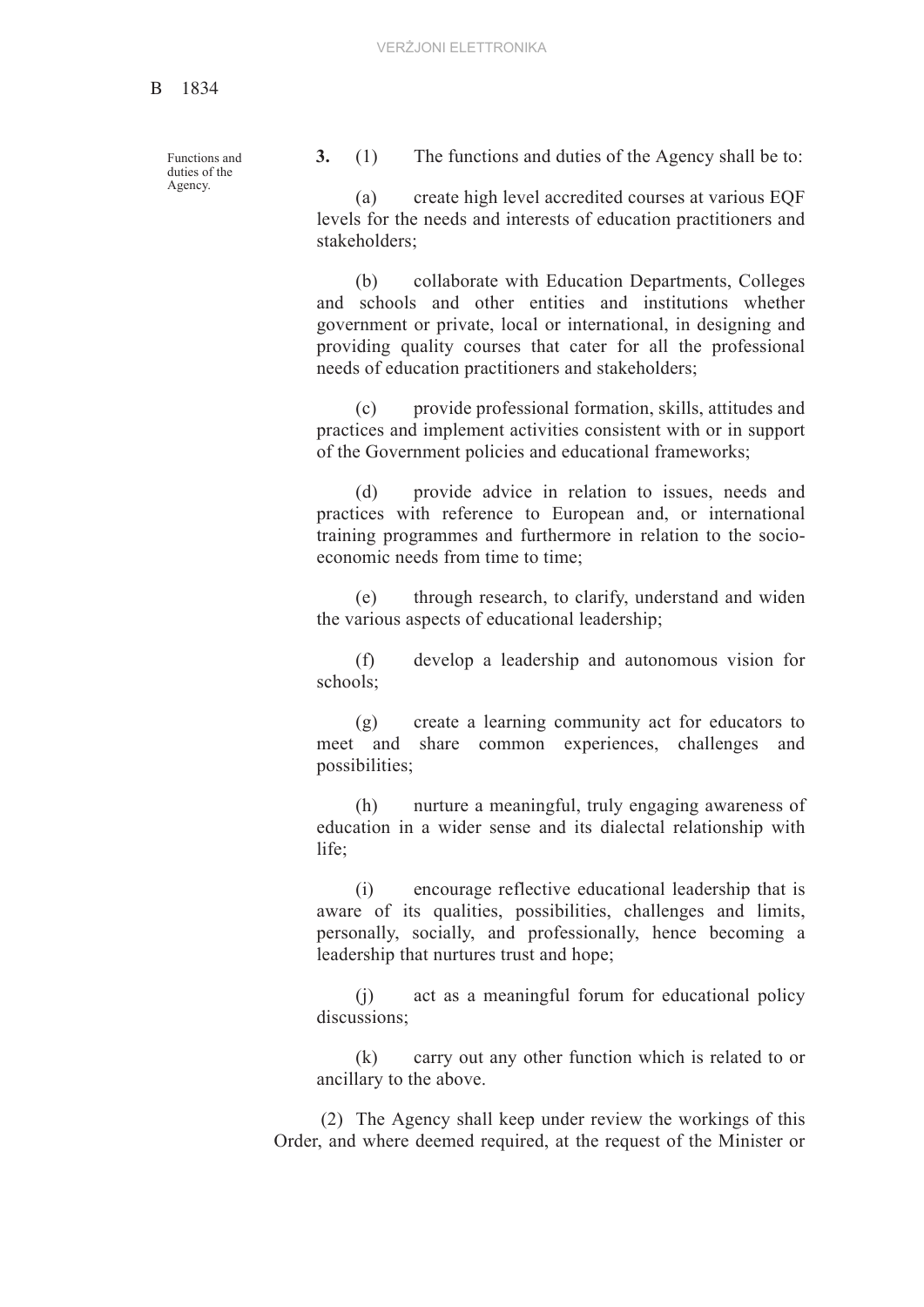Functions and duties of the Agency.

**3.** (1) The functions and duties of the Agency shall be to:

(a) create high level accredited courses at various EQF levels for the needs and interests of education practitioners and stakeholders;

(b) collaborate with Education Departments, Colleges and schools and other entities and institutions whether government or private, local or international, in designing and providing quality courses that cater for all the professional needs of education practitioners and stakeholders;

(c) provide professional formation, skills, attitudes and practices and implement activities consistent with or in support of the Government policies and educational frameworks;

(d) provide advice in relation to issues, needs and practices with reference to European and, or international training programmes and furthermore in relation to the socio-economic needs from time to time;

(e) through research, to clarify, understand and widen the various aspects of educational leadership;

(f) develop a leadership and autonomous vision for schools;

(g) create a learning community act for educators to meet and share common experiences, challenges and possibilities;

(h) nurture a meaningful, truly engaging awareness of education in a wider sense and its dialectal relationship with life;

(i) encourage reflective educational leadership that is aware of its qualities, possibilities, challenges and limits, personally, socially, and professionally, hence becoming a leadership that nurtures trust and hope;

(j) act as a meaningful forum for educational policy discussions;

(k) carry out any other function which is related to or ancillary to the above.

(2) The Agency shall keep under review the workings of this Order, and where deemed required, at the request of the Minister or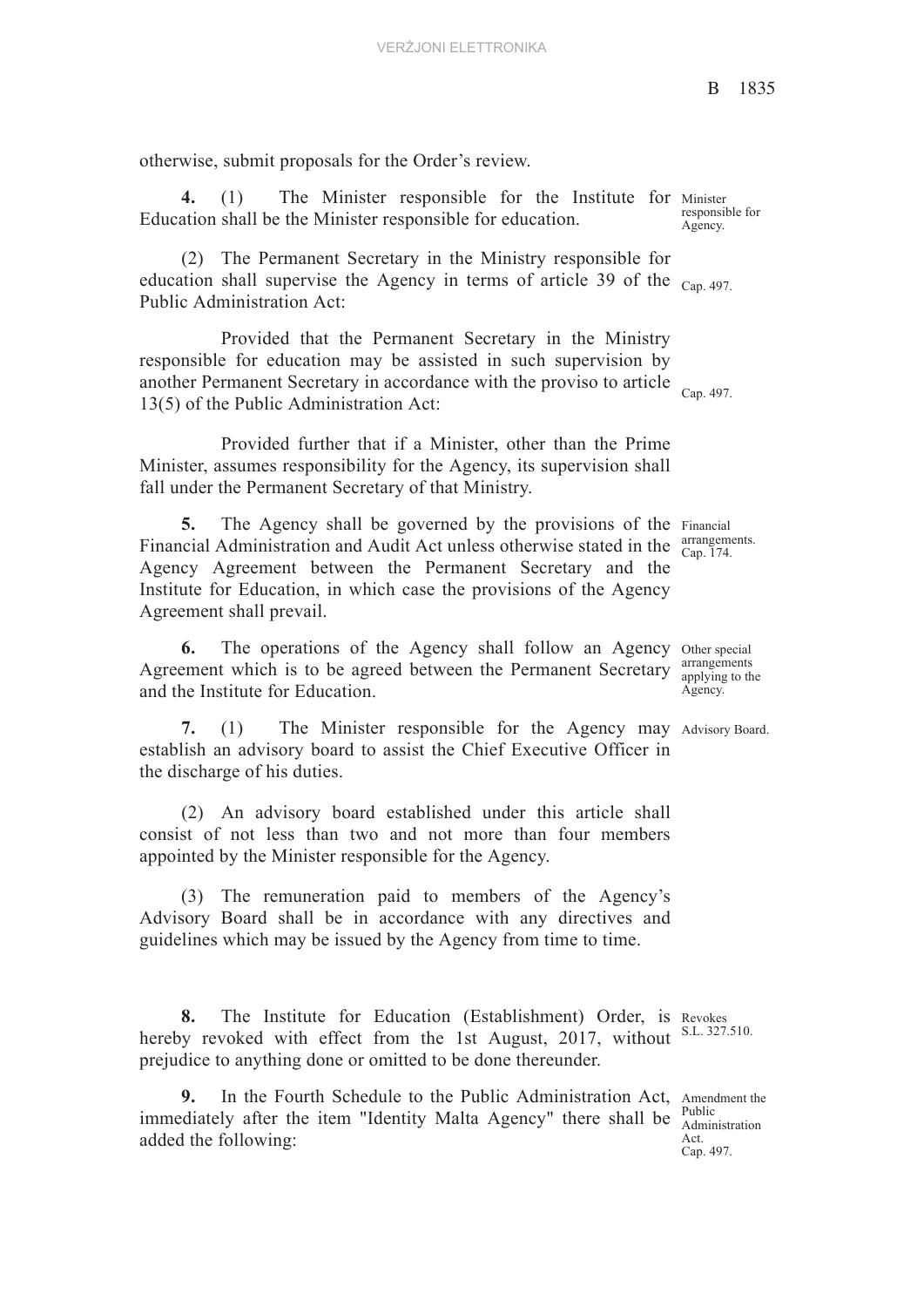otherwise, submit proposals for the Order's review.

**4.** (1) The Minister responsible for the Institute for Education shall be the Minister responsible for education.

*Minister responsible for Agency.*

(2) The Permanent Secretary in the Ministry responsible for education shall supervise the Agency in terms of article 39 of the Public Administration Act:

*Cap. 497.*

Provided that the Permanent Secretary in the Ministry responsible for education may be assisted in such supervision by another Permanent Secretary in accordance with the proviso to article 13(5) of the Public Administration Act:

*Cap. 497.*

Provided further that if a Minister, other than the Prime Minister, assumes responsibility for the Agency, its supervision shall fall under the Permanent Secretary of that Ministry.

**5.** The Agency shall be governed by the provisions of the Financial Administration and Audit Act unless otherwise stated in the Agency Agreement between the Permanent Secretary and the Institute for Education, in which case the provisions of the Agency Agreement shall prevail.

*Financial arrangements. Cap. 174.*

**6.** The operations of the Agency shall follow an Agency Agreement which is to be agreed between the Permanent Secretary and the Institute for Education.

*Other special arrangements applying to the Agency.*

**7.** (1) The Minister responsible for the Agency may establish an advisory board to assist the Chief Executive Officer in the discharge of his duties.

*Advisory Board.*

(2) An advisory board established under this article shall consist of not less than two and not more than four members appointed by the Minister responsible for the Agency.

(3) The remuneration paid to members of the Agency's Advisory Board shall be in accordance with any directives and guidelines which may be issued by the Agency from time to time.

**8.** The Institute for Education (Establishment) Order, is hereby revoked with effect from the 1st August, 2017, without prejudice to anything done or omitted to be done thereunder.

*Revokes S.L. 327.510.*

**9.** In the Fourth Schedule to the Public Administration Act, immediately after the item "Identity Malta Agency" there shall be added the following:

*Amendment the Public Administration Act. Cap. 497.*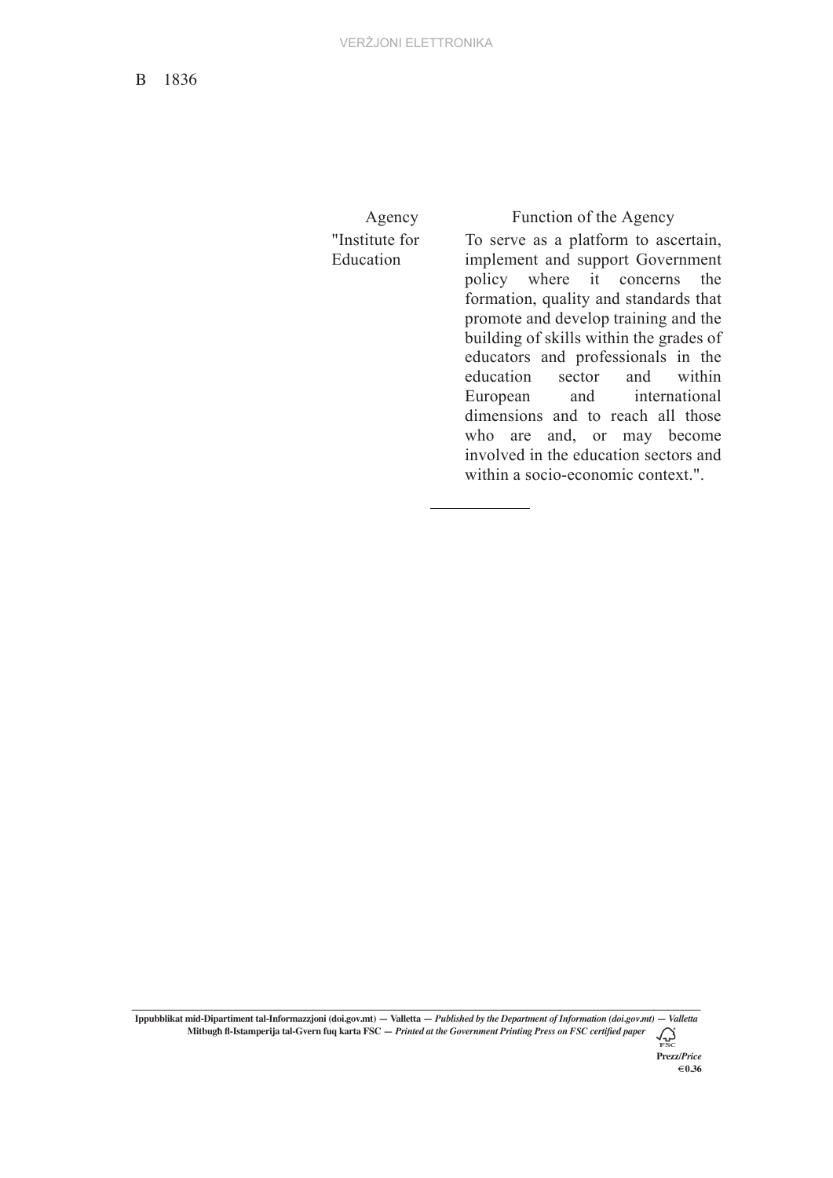| Agency | Function of the Agency |
| --- | --- |
| "Institute for Education | To serve as a platform to ascertain, implement and support Government policy where it concerns the formation, quality and standards that promote and develop training and the building of skills within the grades of educators and professionals in the education sector and within European and international dimensions and to reach all those who are and, or may become involved in the education sectors and within a socio-economic context.". |

Ippubblikat mid-Dipartiment tal-Informazzjoni (doi.gov.mt) — Valletta — *Published by the Department of Information (doi.gov.mt) — Valletta*
Mitbugħ fl-Istamperija tal-Gvern fuq karta FSC — *Printed at the Government Printing Press on FSC certified paper*

**Prezz/*Price***
**€0.36**